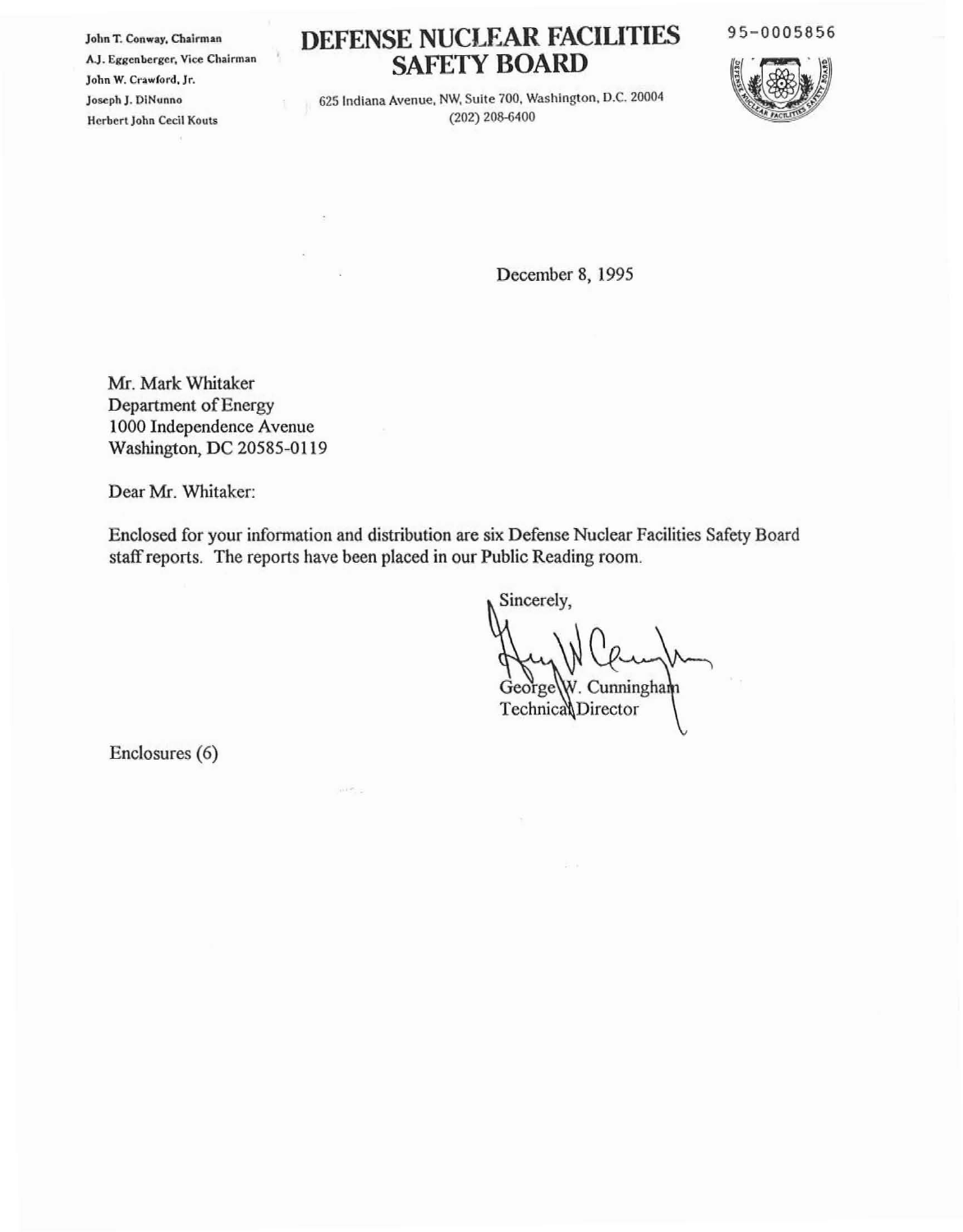John T. Conway, Chairman
A.J. Eggenberger, Vice Chairman
John W. Crawford, Jr.
Joseph J. DiNunno
Herbert John Cecil Kouts

# DEFENSE NUCLEAR FACILITIES SAFETY BOARD

625 Indiana Avenue, NW, Suite 700, Washington, D.C. 20004
(202) 208-6400

95-0005856

December 8, 1995

Mr. Mark Whitaker
Department of Energy
1000 Independence Avenue
Washington, DC 20585-0119

Dear Mr. Whitaker:

Enclosed for your information and distribution are six Defense Nuclear Facilities Safety Board staff reports. The reports have been placed in our Public Reading room.

Sincerely,

George W. Cunningham
Technical Director

Enclosures (6)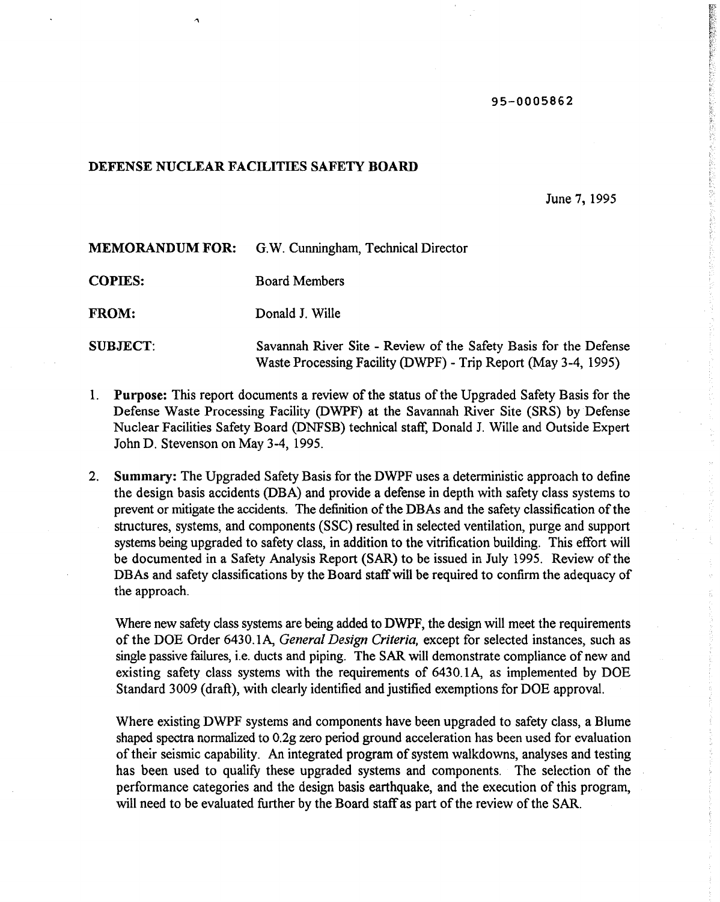95-0005862

**DEFENSE NUCLEAR FACILITIES SAFETY BOARD**

June 7, 1995

**MEMORANDUM FOR:** G.W. Cunningham, Technical Director

**COPIES:** Board Members

**FROM:** Donald J. Wille

**SUBJECT:** Savannah River Site - Review of the Safety Basis for the Defense Waste Processing Facility (DWPF) - Trip Report (May 3-4, 1995)

1. **Purpose:** This report documents a review of the status of the Upgraded Safety Basis for the Defense Waste Processing Facility (DWPF) at the Savannah River Site (SRS) by Defense Nuclear Facilities Safety Board (DNFSB) technical staff, Donald J. Wille and Outside Expert John D. Stevenson on May 3-4, 1995.

2. **Summary:** The Upgraded Safety Basis for the DWPF uses a deterministic approach to define the design basis accidents (DBA) and provide a defense in depth with safety class systems to prevent or mitigate the accidents. The definition of the DBAs and the safety classification of the structures, systems, and components (SSC) resulted in selected ventilation, purge and support systems being upgraded to safety class, in addition to the vitrification building. This effort will be documented in a Safety Analysis Report (SAR) to be issued in July 1995. Review of the DBAs and safety classifications by the Board staff will be required to confirm the adequacy of the approach.

   Where new safety class systems are being added to DWPF, the design will meet the requirements of the DOE Order 6430.1A, *General Design Criteria,* except for selected instances, such as single passive failures, i.e. ducts and piping. The SAR will demonstrate compliance of new and existing safety class systems with the requirements of 6430.1A, as implemented by DOE Standard 3009 (draft), with clearly identified and justified exemptions for DOE approval.

   Where existing DWPF systems and components have been upgraded to safety class, a Blume shaped spectra normalized to 0.2g zero period ground acceleration has been used for evaluation of their seismic capability. An integrated program of system walkdowns, analyses and testing has been used to qualify these upgraded systems and components. The selection of the performance categories and the design basis earthquake, and the execution of this program, will need to be evaluated further by the Board staff as part of the review of the SAR.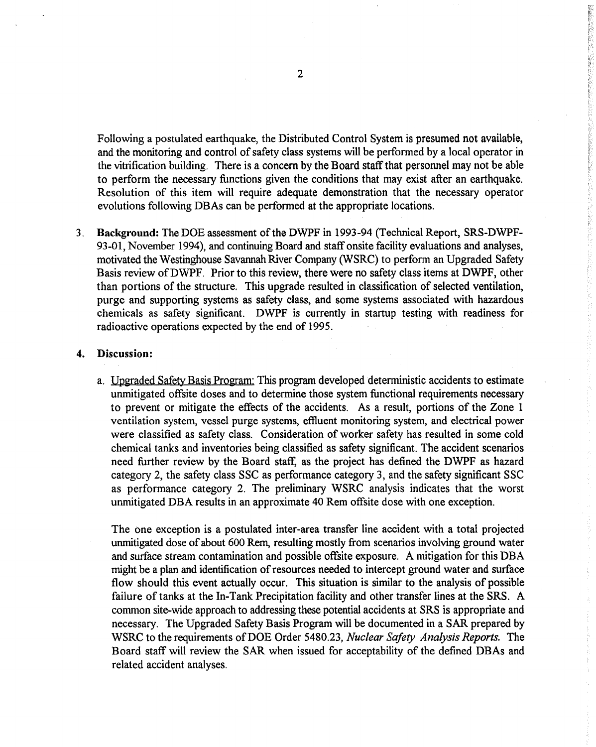Following a postulated earthquake, the Distributed Control System is presumed not available, and the monitoring and control of safety class systems will be performed by a local operator in the vitrification building. There is a concern by the Board staff that personnel may not be able to perform the necessary functions given the conditions that may exist after an earthquake. Resolution of this item will require adequate demonstration that the necessary operator evolutions following DBAs can be performed at the appropriate locations.

3. **Background:** The DOE assessment of the DWPF in 1993-94 (Technical Report, SRS-DWPF-93-01, November 1994), and continuing Board and staff onsite facility evaluations and analyses, motivated the Westinghouse Savannah River Company (WSRC) to perform an Upgraded Safety Basis review of DWPF. Prior to this review, there were no safety class items at DWPF, other than portions of the structure. This upgrade resulted in classification of selected ventilation, purge and supporting systems as safety class, and some systems associated with hazardous chemicals as safety significant. DWPF is currently in startup testing with readiness for radioactive operations expected by the end of 1995.

4. **Discussion:**

   a. Upgraded Safety Basis Program: This program developed deterministic accidents to estimate unmitigated offsite doses and to determine those system functional requirements necessary to prevent or mitigate the effects of the accidents. As a result, portions of the Zone 1 ventilation system, vessel purge systems, effluent monitoring system, and electrical power were classified as safety class. Consideration of worker safety has resulted in some cold chemical tanks and inventories being classified as safety significant. The accident scenarios need further review by the Board staff, as the project has defined the DWPF as hazard category 2, the safety class SSC as performance category 3, and the safety significant SSC as performance category 2. The preliminary WSRC analysis indicates that the worst unmitigated DBA results in an approximate 40 Rem offsite dose with one exception.

   The one exception is a postulated inter-area transfer line accident with a total projected unmitigated dose of about 600 Rem, resulting mostly from scenarios involving ground water and surface stream contamination and possible offsite exposure. A mitigation for this DBA might be a plan and identification of resources needed to intercept ground water and surface flow should this event actually occur. This situation is similar to the analysis of possible failure of tanks at the In-Tank Precipitation facility and other transfer lines at the SRS. A common site-wide approach to addressing these potential accidents at SRS is appropriate and necessary. The Upgraded Safety Basis Program will be documented in a SAR prepared by WSRC to the requirements of DOE Order 5480.23, *Nuclear Safety Analysis Reports.* The Board staff will review the SAR when issued for acceptability of the defined DBAs and related accident analyses.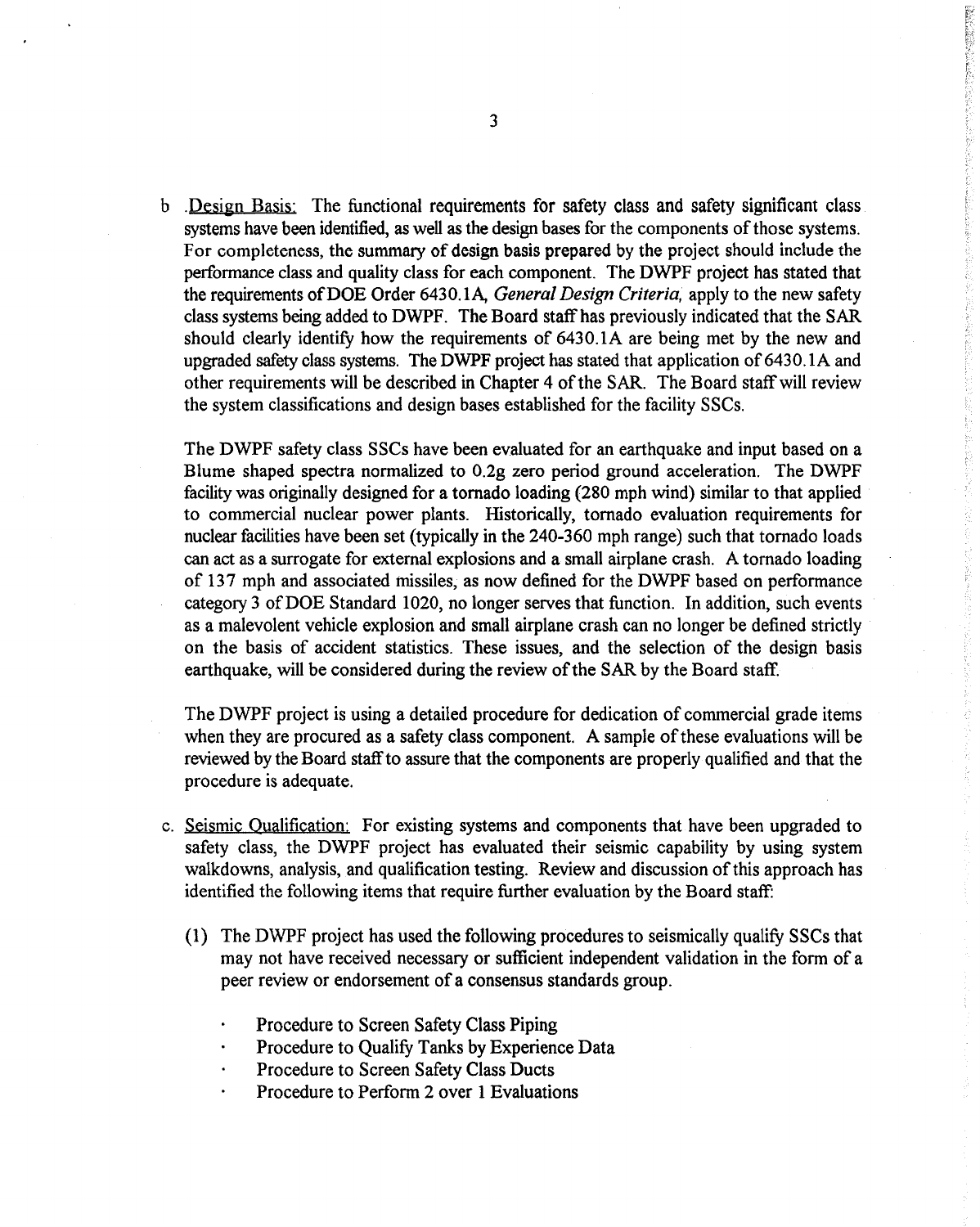b. Design Basis: The functional requirements for safety class and safety significant class systems have been identified, as well as the design bases for the components of those systems. For completeness, the summary of design basis prepared by the project should include the performance class and quality class for each component. The DWPF project has stated that the requirements of DOE Order 6430.1A, *General Design Criteria*, apply to the new safety class systems being added to DWPF. The Board staff has previously indicated that the SAR should clearly identify how the requirements of 6430.1A are being met by the new and upgraded safety class systems. The DWPF project has stated that application of 6430.1A and other requirements will be described in Chapter 4 of the SAR. The Board staff will review the system classifications and design bases established for the facility SSCs.

   The DWPF safety class SSCs have been evaluated for an earthquake and input based on a Blume shaped spectra normalized to 0.2g zero period ground acceleration. The DWPF facility was originally designed for a tornado loading (280 mph wind) similar to that applied to commercial nuclear power plants. Historically, tornado evaluation requirements for nuclear facilities have been set (typically in the 240-360 mph range) such that tornado loads can act as a surrogate for external explosions and a small airplane crash. A tornado loading of 137 mph and associated missiles, as now defined for the DWPF based on performance category 3 of DOE Standard 1020, no longer serves that function. In addition, such events as a malevolent vehicle explosion and small airplane crash can no longer be defined strictly on the basis of accident statistics. These issues, and the selection of the design basis earthquake, will be considered during the review of the SAR by the Board staff.

   The DWPF project is using a detailed procedure for dedication of commercial grade items when they are procured as a safety class component. A sample of these evaluations will be reviewed by the Board staff to assure that the components are properly qualified and that the procedure is adequate.

c. Seismic Qualification: For existing systems and components that have been upgraded to safety class, the DWPF project has evaluated their seismic capability by using system walkdowns, analysis, and qualification testing. Review and discussion of this approach has identified the following items that require further evaluation by the Board staff:

   (1) The DWPF project has used the following procedures to seismically qualify SSCs that may not have received necessary or sufficient independent validation in the form of a peer review or endorsement of a consensus standards group.

      - Procedure to Screen Safety Class Piping
      - Procedure to Qualify Tanks by Experience Data
      - Procedure to Screen Safety Class Ducts
      - Procedure to Perform 2 over 1 Evaluations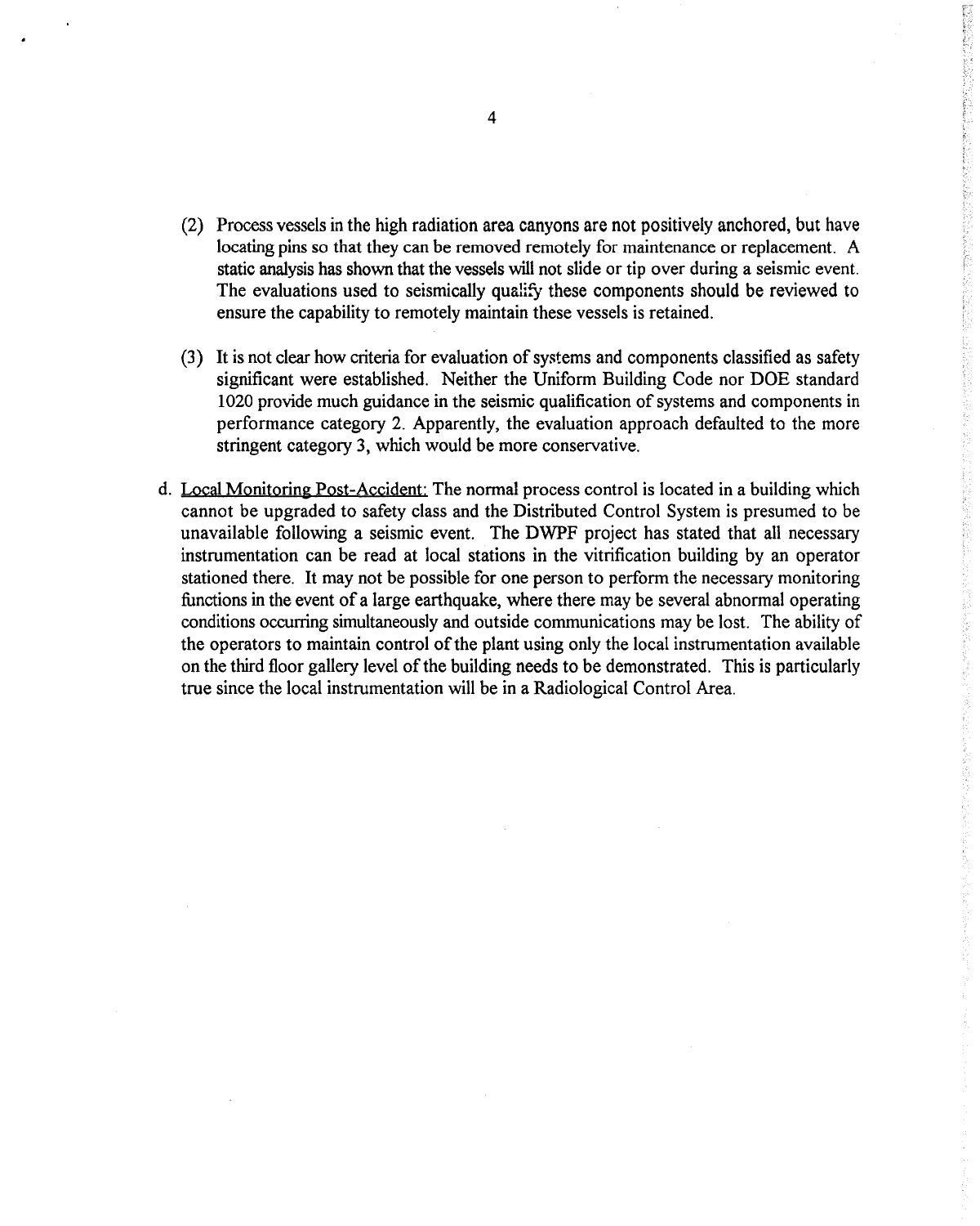(2) Process vessels in the high radiation area canyons are not positively anchored, but have locating pins so that they can be removed remotely for maintenance or replacement. A static analysis has shown that the vessels will not slide or tip over during a seismic event. The evaluations used to seismically qualify these components should be reviewed to ensure the capability to remotely maintain these vessels is retained.

(3) It is not clear how criteria for evaluation of systems and components classified as safety significant were established. Neither the Uniform Building Code nor DOE standard 1020 provide much guidance in the seismic qualification of systems and components in performance category 2. Apparently, the evaluation approach defaulted to the more stringent category 3, which would be more conservative.

d. Local Monitoring Post-Accident: The normal process control is located in a building which cannot be upgraded to safety class and the Distributed Control System is presumed to be unavailable following a seismic event. The DWPF project has stated that all necessary instrumentation can be read at local stations in the vitrification building by an operator stationed there. It may not be possible for one person to perform the necessary monitoring functions in the event of a large earthquake, where there may be several abnormal operating conditions occurring simultaneously and outside communications may be lost. The ability of the operators to maintain control of the plant using only the local instrumentation available on the third floor gallery level of the building needs to be demonstrated. This is particularly true since the local instrumentation will be in a Radiological Control Area.